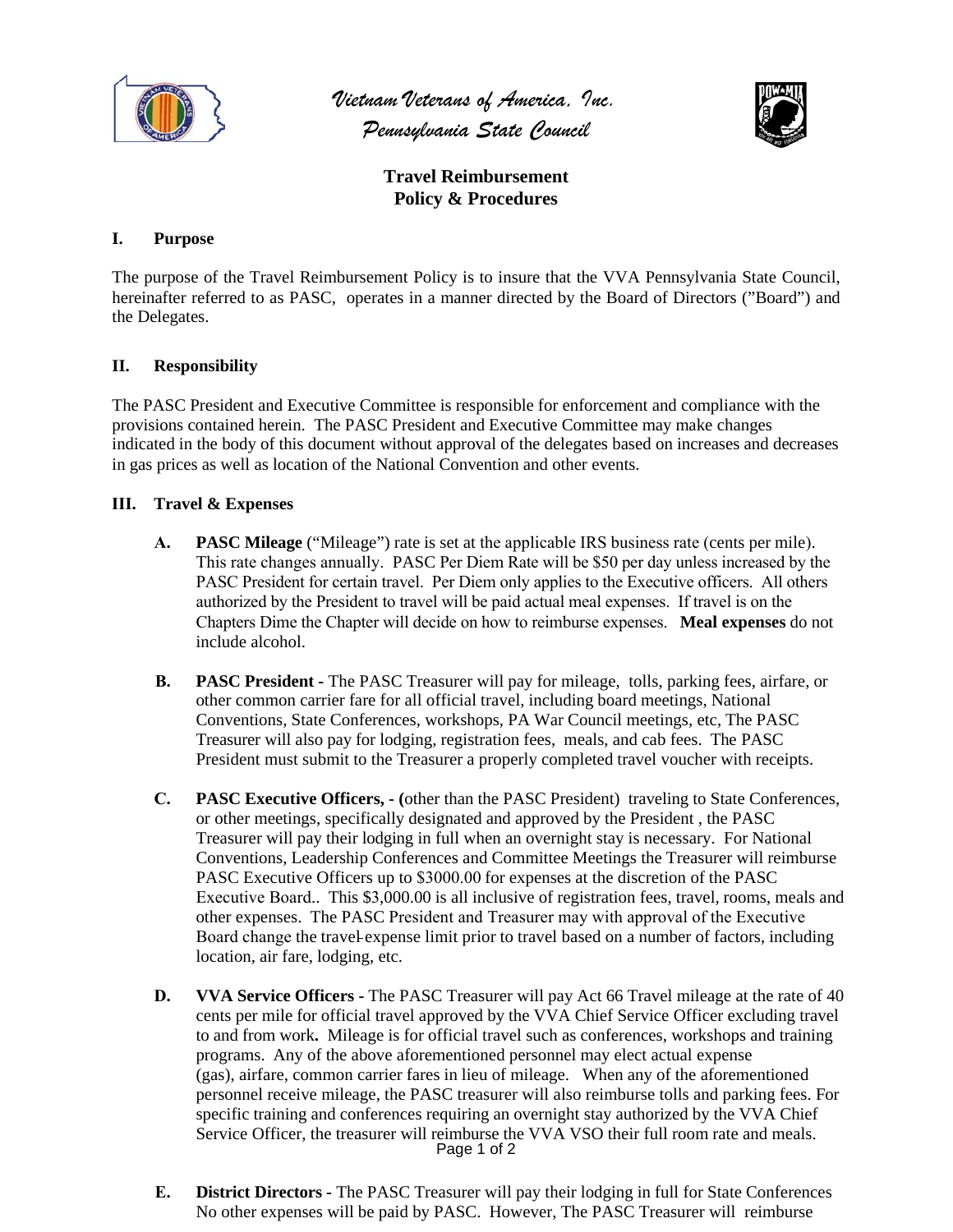# Vietnam Veterans of America, Inc.
# Pennsylvania State Council

## Travel Reimbursement Policy & Procedures

### I. Purpose

The purpose of the Travel Reimbursement Policy is to insure that the VVA Pennsylvania State Council, hereinafter referred to as PASC, operates in a manner directed by the Board of Directors ("Board") and the Delegates.

### II. Responsibility

The PASC President and Executive Committee is responsible for enforcement and compliance with the provisions contained herein. The PASC President and Executive Committee may make changes indicated in the body of this document without approval of the delegates based on increases and decreases in gas prices as well as location of the National Convention and other events.

### III. Travel & Expenses

**A. PASC Mileage** ("Mileage") rate is set at the applicable IRS business rate (cents per mile). This rate changes annually. PASC Per Diem Rate will be $50 per day unless increased by the PASC President for certain travel. Per Diem only applies to the Executive officers. All others authorized by the President to travel will be paid actual meal expenses. If travel is on the Chapters Dime the Chapter will decide on how to reimburse expenses. **Meal expenses** do not include alcohol.

**B. PASC President -** The PASC Treasurer will pay for mileage, tolls, parking fees, airfare, or other common carrier fare for all official travel, including board meetings, National Conventions, State Conferences, workshops, PA War Council meetings, etc, The PASC Treasurer will also pay for lodging, registration fees, meals, and cab fees. The PASC President must submit to the Treasurer a properly completed travel voucher with receipts.

**C. PASC Executive Officers, - (**other than the PASC President) traveling to State Conferences, or other meetings, specifically designated and approved by the President , the PASC Treasurer will pay their lodging in full when an overnight stay is necessary. For National Conventions, Leadership Conferences and Committee Meetings the Treasurer will reimburse PASC Executive Officers up to $3000.00 for expenses at the discretion of the PASC Executive Board.. This $3,000.00 is all inclusive of registration fees, travel, rooms, meals and other expenses. The PASC President and Treasurer may with approval of the Executive Board change the travel-expense limit prior to travel based on a number of factors, including location, air fare, lodging, etc.

**D. VVA Service Officers -** The PASC Treasurer will pay Act 66 Travel mileage at the rate of 40 cents per mile for official travel approved by the VVA Chief Service Officer excluding travel to and from work**.** Mileage is for official travel such as conferences, workshops and training programs. Any of the above aforementioned personnel may elect actual expense (gas), airfare, common carrier fares in lieu of mileage. When any of the aforementioned personnel receive mileage, the PASC treasurer will also reimburse tolls and parking fees. For specific training and conferences requiring an overnight stay authorized by the VVA Chief Service Officer, the treasurer will reimburse the VVA VSO their full room rate and meals.

**E. District Directors -** The PASC Treasurer will pay their lodging in full for State Conferences No other expenses will be paid by PASC. However, The PASC Treasurer will reimburse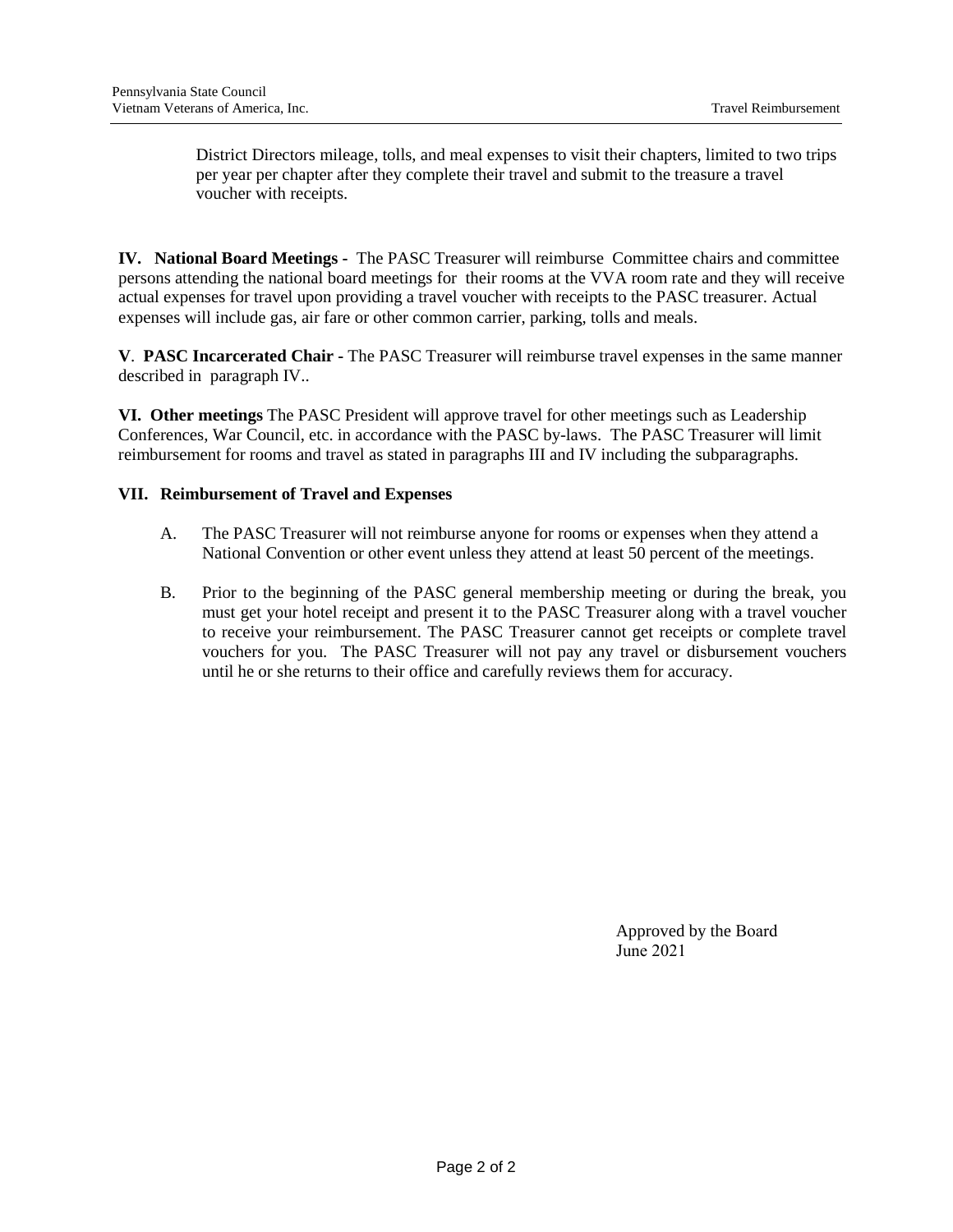District Directors mileage, tolls, and meal expenses to visit their chapters, limited to two trips per year per chapter after they complete their travel and submit to the treasure a travel voucher with receipts.

**IV. National Board Meetings -** The PASC Treasurer will reimburse Committee chairs and committee persons attending the national board meetings for their rooms at the VVA room rate and they will receive actual expenses for travel upon providing a travel voucher with receipts to the PASC treasurer. Actual expenses will include gas, air fare or other common carrier, parking, tolls and meals.

**V. PASC Incarcerated Chair -** The PASC Treasurer will reimburse travel expenses in the same manner described in paragraph IV..

**VI. Other meetings** The PASC President will approve travel for other meetings such as Leadership Conferences, War Council, etc. in accordance with the PASC by-laws. The PASC Treasurer will limit reimbursement for rooms and travel as stated in paragraphs III and IV including the subparagraphs.

**VII. Reimbursement of Travel and Expenses**

A. The PASC Treasurer will not reimburse anyone for rooms or expenses when they attend a National Convention or other event unless they attend at least 50 percent of the meetings.

B. Prior to the beginning of the PASC general membership meeting or during the break, you must get your hotel receipt and present it to the PASC Treasurer along with a travel voucher to receive your reimbursement. The PASC Treasurer cannot get receipts or complete travel vouchers for you. The PASC Treasurer will not pay any travel or disbursement vouchers until he or she returns to their office and carefully reviews them for accuracy.

Approved by the Board
June 2021